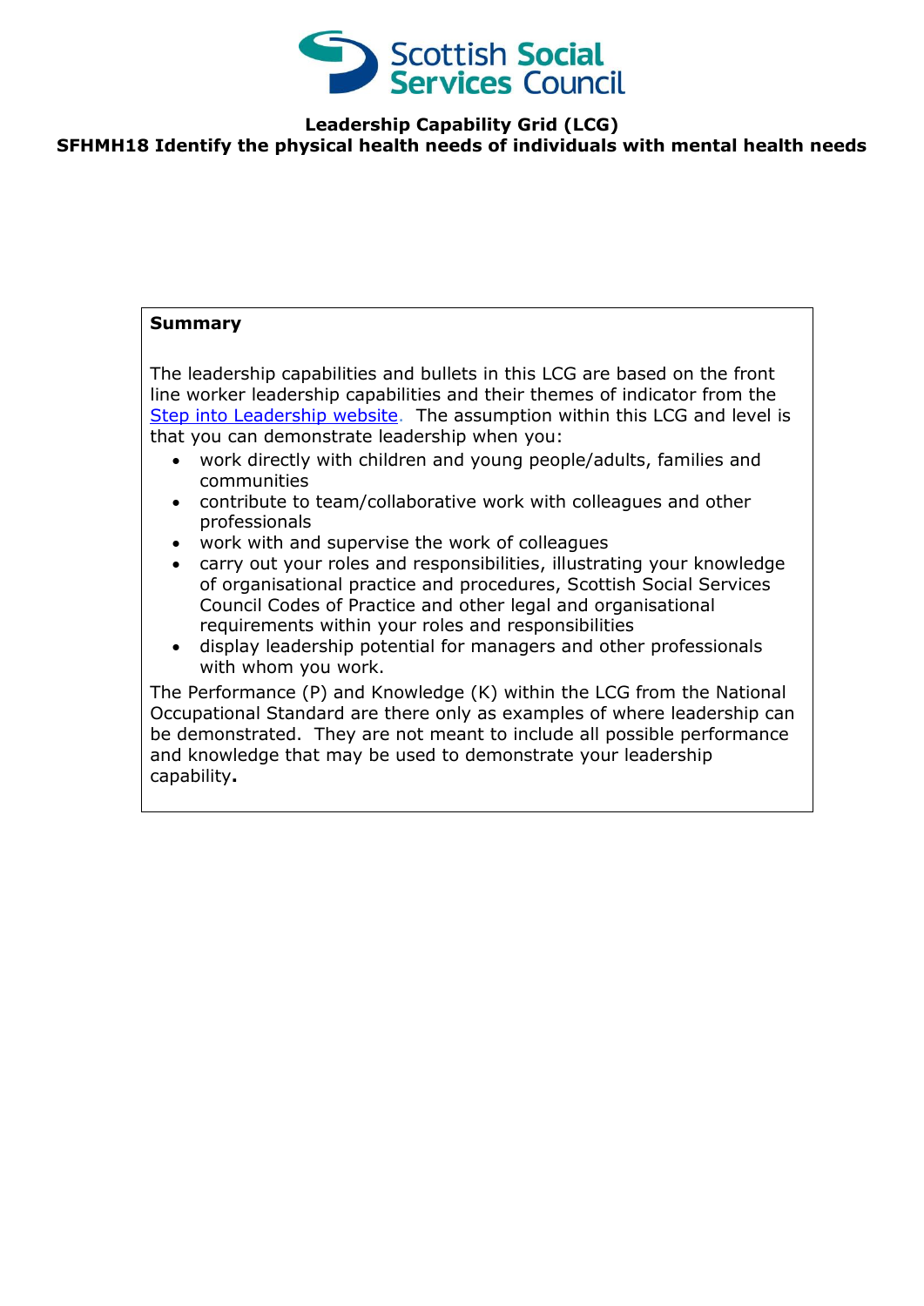Scottish Social Services Council

# Leadership Capability Grid (LCG)

## SFHMH18 Identify the physical health needs of individuals with mental health needs

**Summary**

The leadership capabilities and bullets in this LCG are based on the front line worker leadership capabilities and their themes of indicator from the [Step into Leadership website](). The assumption within this LCG and level is that you can demonstrate leadership when you:

- work directly with children and young people/adults, families and communities
- contribute to team/collaborative work with colleagues and other professionals
- work with and supervise the work of colleagues
- carry out your roles and responsibilities, illustrating your knowledge of organisational practice and procedures, Scottish Social Services Council Codes of Practice and other legal and organisational requirements within your roles and responsibilities
- display leadership potential for managers and other professionals with whom you work.

The Performance (P) and Knowledge (K) within the LCG from the National Occupational Standard are there only as examples of where leadership can be demonstrated. They are not meant to include all possible performance and knowledge that may be used to demonstrate your leadership capability**.**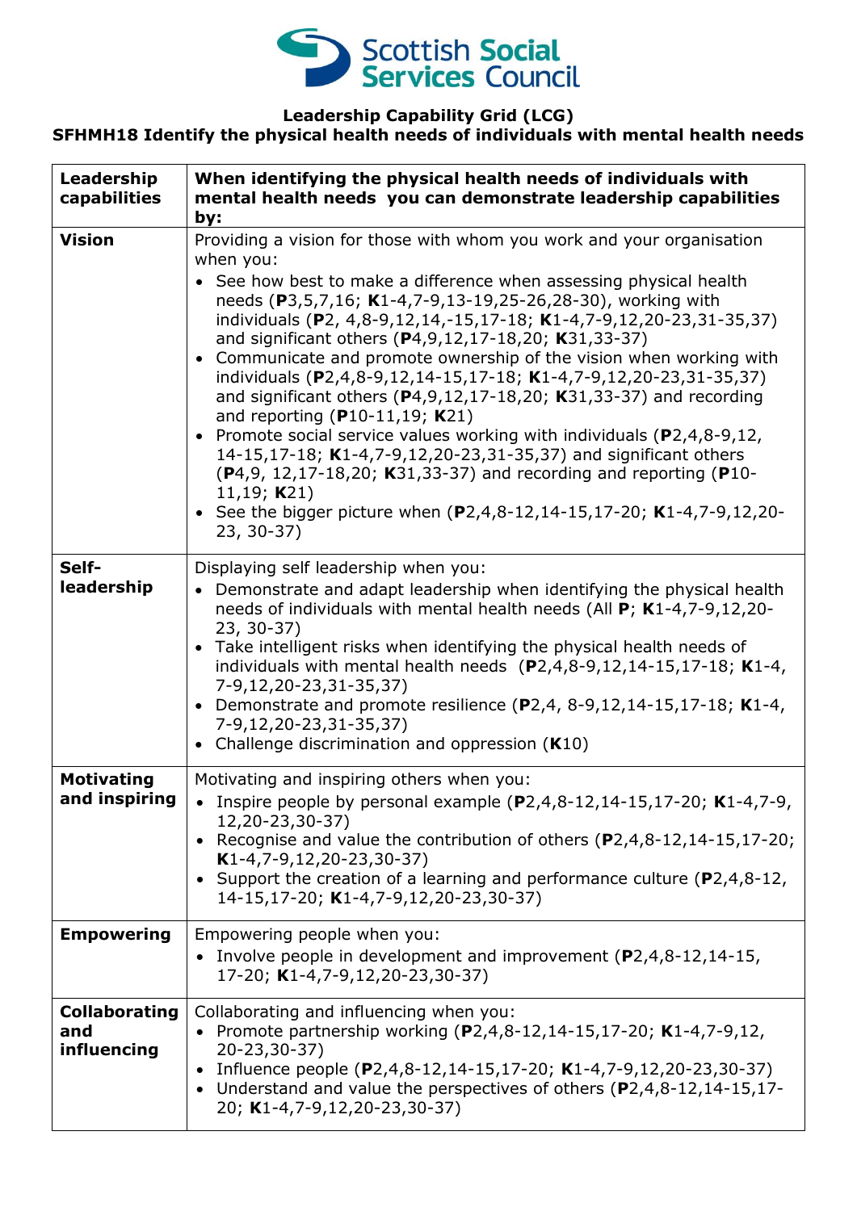Scottish Social Services Council

**Leadership Capability Grid (LCG)**
**SFHMH18 Identify the physical health needs of individuals with mental health needs**

| Leadership capabilities | When identifying the physical health needs of individuals with mental health needs you can demonstrate leadership capabilities by: |
|---|---|
| **Vision** | Providing a vision for those with whom you work and your organisation when you:<br>• See how best to make a difference when assessing physical health needs (**P**3,5,7,16; **K**1-4,7-9,13-19,25-26,28-30), working with individuals (**P**2, 4,8-9,12,14,-15,17-18; **K**1-4,7-9,12,20-23,31-35,37) and significant others (**P**4,9,12,17-18,20; **K**31,33-37)<br>• Communicate and promote ownership of the vision when working with individuals (**P**2,4,8-9,12,14-15,17-18; **K**1-4,7-9,12,20-23,31-35,37) and significant others (**P**4,9,12,17-18,20; **K**31,33-37) and recording and reporting (**P**10-11,19; **K**21)<br>• Promote social service values working with individuals (**P**2,4,8-9,12, 14-15,17-18; **K**1-4,7-9,12,20-23,31-35,37) and significant others (**P**4,9, 12,17-18,20; **K**31,33-37) and recording and reporting (**P**10-11,19; **K**21)<br>• See the bigger picture when (**P**2,4,8-12,14-15,17-20; **K**1-4,7-9,12,20-23, 30-37) |
| **Self-leadership** | Displaying self leadership when you:<br>• Demonstrate and adapt leadership when identifying the physical health needs of individuals with mental health needs (All **P**; **K**1-4,7-9,12,20-23, 30-37)<br>• Take intelligent risks when identifying the physical health needs of individuals with mental health needs (**P**2,4,8-9,12,14-15,17-18; **K**1-4, 7-9,12,20-23,31-35,37)<br>• Demonstrate and promote resilience (**P**2,4, 8-9,12,14-15,17-18; **K**1-4, 7-9,12,20-23,31-35,37)<br>• Challenge discrimination and oppression (**K**10) |
| **Motivating and inspiring** | Motivating and inspiring others when you:<br>• Inspire people by personal example (**P**2,4,8-12,14-15,17-20; **K**1-4,7-9, 12,20-23,30-37)<br>• Recognise and value the contribution of others (**P**2,4,8-12,14-15,17-20; **K**1-4,7-9,12,20-23,30-37)<br>• Support the creation of a learning and performance culture (**P**2,4,8-12, 14-15,17-20; **K**1-4,7-9,12,20-23,30-37) |
| **Empowering** | Empowering people when you:<br>• Involve people in development and improvement (**P**2,4,8-12,14-15, 17-20; **K**1-4,7-9,12,20-23,30-37) |
| **Collaborating and influencing** | Collaborating and influencing when you:<br>• Promote partnership working (**P**2,4,8-12,14-15,17-20; **K**1-4,7-9,12, 20-23,30-37)<br>• Influence people (**P**2,4,8-12,14-15,17-20; **K**1-4,7-9,12,20-23,30-37)<br>• Understand and value the perspectives of others (**P**2,4,8-12,14-15,17-20; **K**1-4,7-9,12,20-23,30-37) |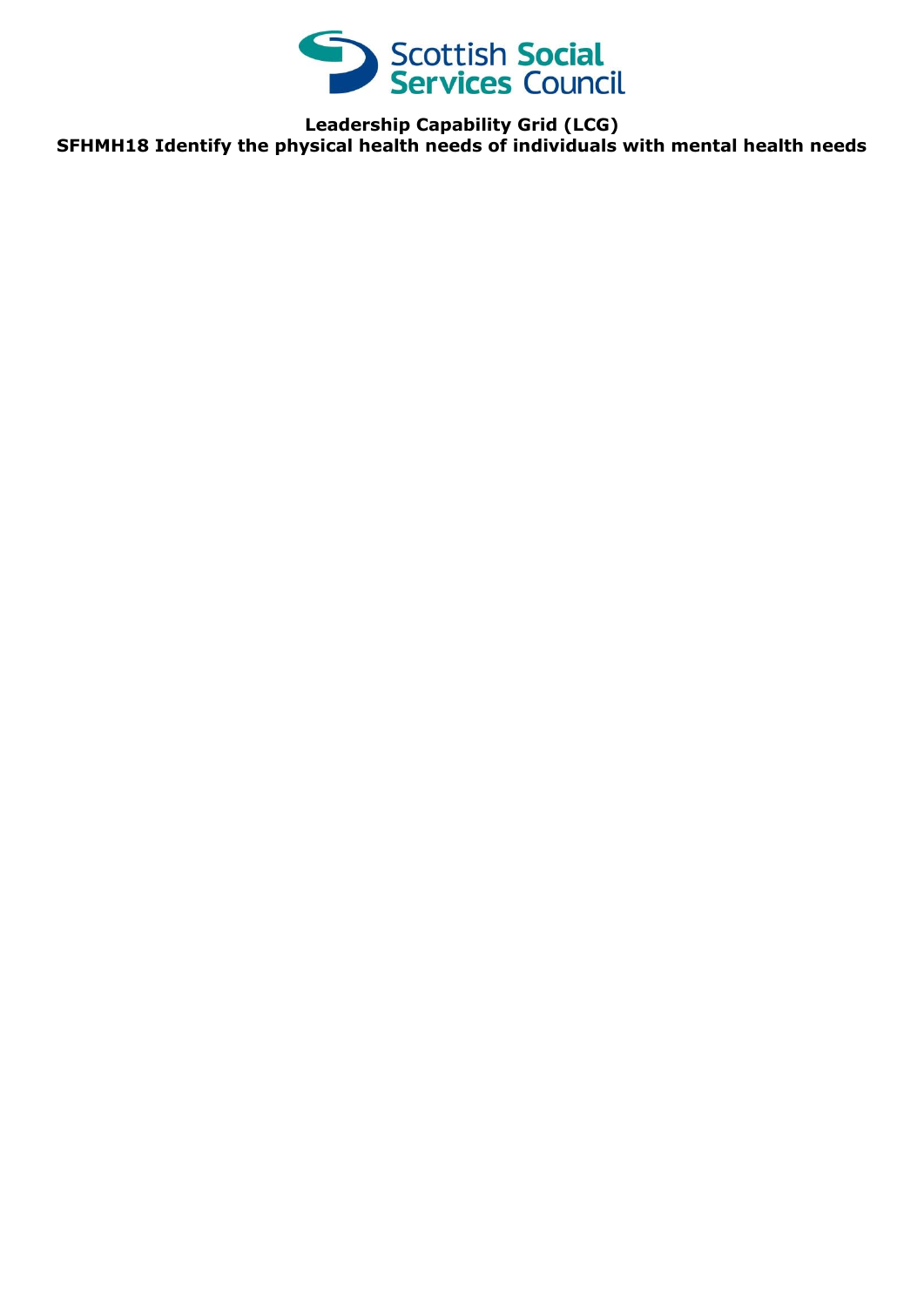**Leadership Capability Grid (LCG)**
**SFHMH18 Identify the physical health needs of individuals with mental health needs**